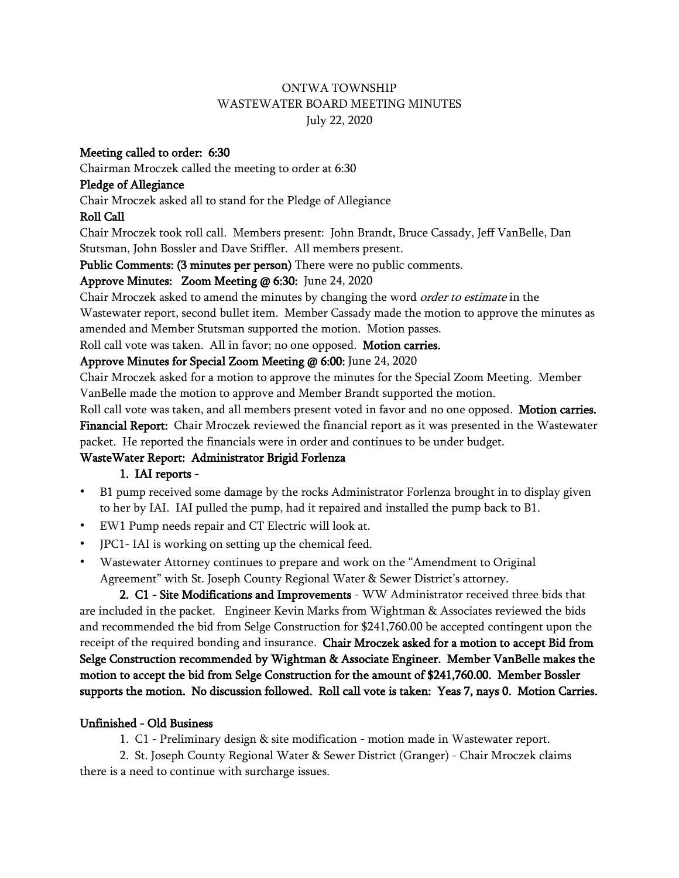ONTWA TOWNSHIP
WASTEWATER BOARD MEETING MINUTES
July 22, 2020

**Meeting called to order: 6:30**

Chairman Mroczek called the meeting to order at 6:30

**Pledge of Allegiance**

Chair Mroczek asked all to stand for the Pledge of Allegiance

**Roll Call**

Chair Mroczek took roll call. Members present: John Brandt, Bruce Cassady, Jeff VanBelle, Dan Stutsman, John Bossler and Dave Stiffler. All members present.

**Public Comments: (3 minutes per person)** There were no public comments.

**Approve Minutes: Zoom Meeting @ 6:30:** June 24, 2020

Chair Mroczek asked to amend the minutes by changing the word *order to estimate* in the Wastewater report, second bullet item. Member Cassady made the motion to approve the minutes as amended and Member Stutsman supported the motion. Motion passes.

Roll call vote was taken. All in favor; no one opposed. **Motion carries.**

**Approve Minutes for Special Zoom Meeting @ 6:00:** June 24, 2020

Chair Mroczek asked for a motion to approve the minutes for the Special Zoom Meeting. Member VanBelle made the motion to approve and Member Brandt supported the motion.

Roll call vote was taken, and all members present voted in favor and no one opposed. **Motion carries.**

**Financial Report:** Chair Mroczek reviewed the financial report as it was presented in the Wastewater packet. He reported the financials were in order and continues to be under budget.

**WasteWater Report: Administrator Brigid Forlenza**

1. **IAI reports -**

- B1 pump received some damage by the rocks Administrator Forlenza brought in to display given to her by IAI. IAI pulled the pump, had it repaired and installed the pump back to B1.
- EW1 Pump needs repair and CT Electric will look at.
- JPC1- IAI is working on setting up the chemical feed.
- Wastewater Attorney continues to prepare and work on the "Amendment to Original Agreement" with St. Joseph County Regional Water & Sewer District's attorney.

2. **C1 - Site Modifications and Improvements** - WW Administrator received three bids that are included in the packet. Engineer Kevin Marks from Wightman & Associates reviewed the bids and recommended the bid from Selge Construction for $241,760.00 be accepted contingent upon the receipt of the required bonding and insurance. **Chair Mroczek asked for a motion to accept Bid from Selge Construction recommended by Wightman & Associate Engineer. Member VanBelle makes the motion to accept the bid from Selge Construction for the amount of $241,760.00. Member Bossler supports the motion. No discussion followed. Roll call vote is taken: Yeas 7, nays 0. Motion Carries.**

**Unfinished - Old Business**

1. C1 - Preliminary design & site modification - motion made in Wastewater report.
2. St. Joseph County Regional Water & Sewer District (Granger) - Chair Mroczek claims there is a need to continue with surcharge issues.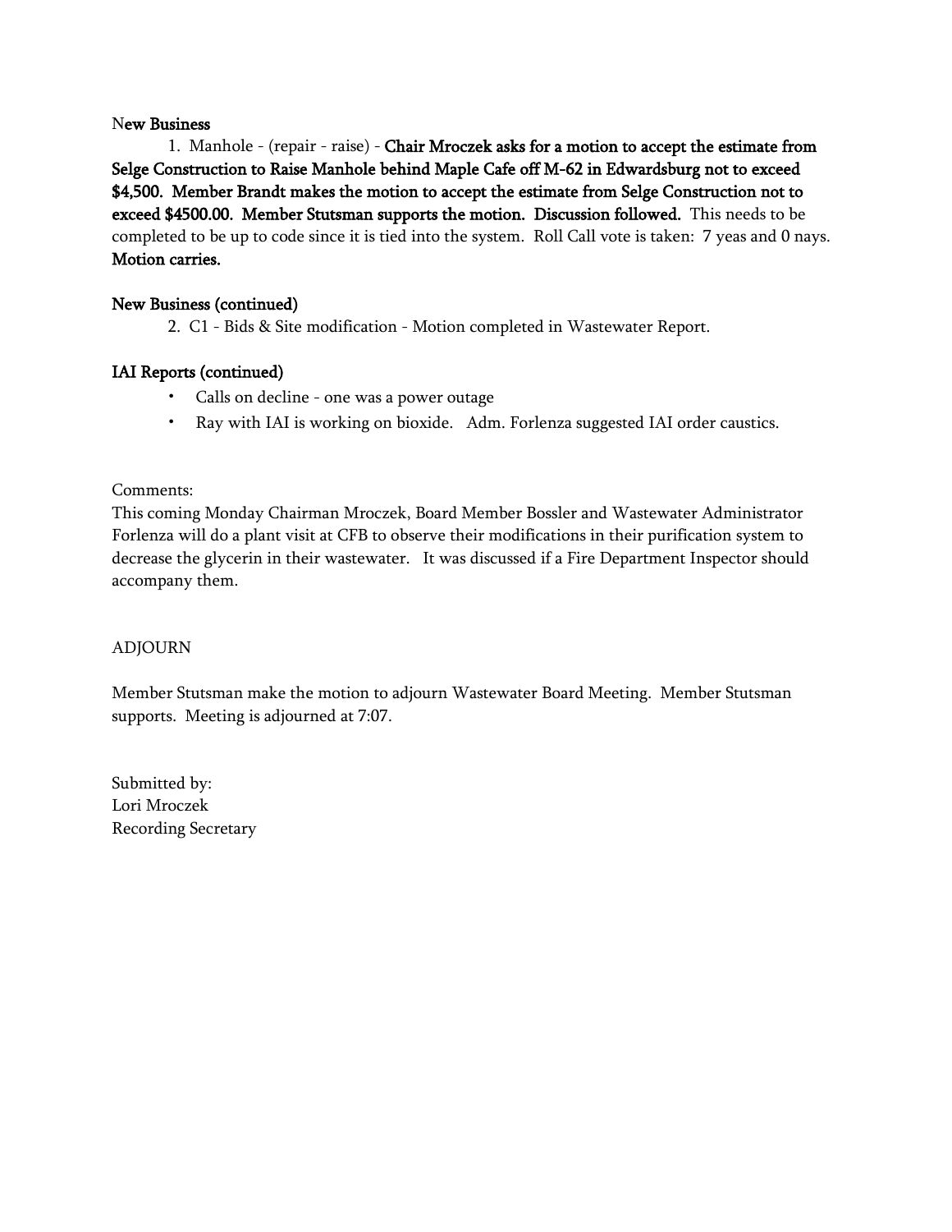New Business

1. Manhole - (repair - raise) - **Chair Mroczek asks for a motion to accept the estimate from Selge Construction to Raise Manhole behind Maple Cafe off M-62 in Edwardsburg not to exceed $4,500. Member Brandt makes the motion to accept the estimate from Selge Construction not to exceed $4500.00. Member Stutsman supports the motion. Discussion followed.** This needs to be completed to be up to code since it is tied into the system. Roll Call vote is taken: 7 yeas and 0 nays. **Motion carries.**

New Business (continued)

2. C1 - Bids & Site modification - Motion completed in Wastewater Report.

IAI Reports (continued)

- Calls on decline - one was a power outage
- Ray with IAI is working on bioxide. Adm. Forlenza suggested IAI order caustics.

Comments:

This coming Monday Chairman Mroczek, Board Member Bossler and Wastewater Administrator Forlenza will do a plant visit at CFB to observe their modifications in their purification system to decrease the glycerin in their wastewater. It was discussed if a Fire Department Inspector should accompany them.

ADJOURN

Member Stutsman make the motion to adjourn Wastewater Board Meeting. Member Stutsman supports. Meeting is adjourned at 7:07.

Submitted by:
Lori Mroczek
Recording Secretary